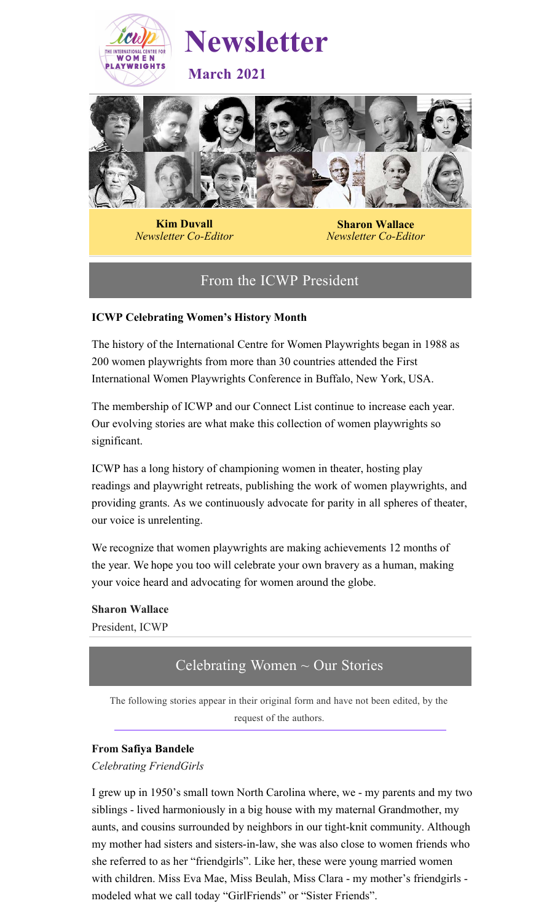# Newsletter

**March 2021**

**Kim Duvall**
*Newsletter Co-Editor*

**Sharon Wallace**
*Newsletter Co-Editor*

## From the ICWP President

**ICWP Celebrating Women's History Month**

The history of the International Centre for Women Playwrights began in 1988 as 200 women playwrights from more than 30 countries attended the First International Women Playwrights Conference in Buffalo, New York, USA.

The membership of ICWP and our Connect List continue to increase each year. Our evolving stories are what make this collection of women playwrights so significant.

ICWP has a long history of championing women in theater, hosting play readings and playwright retreats, publishing the work of women playwrights, and providing grants. As we continuously advocate for parity in all spheres of theater, our voice is unrelenting.

We recognize that women playwrights are making achievements 12 months of the year. We hope you too will celebrate your own bravery as a human, making your voice heard and advocating for women around the globe.

**Sharon Wallace**
President, ICWP

## Celebrating Women ~ Our Stories

The following stories appear in their original form and have not been edited, by the request of the authors.

**From Safiya Bandele**
*Celebrating FriendGirls*

I grew up in 1950's small town North Carolina where, we - my parents and my two siblings - lived harmoniously in a big house with my maternal Grandmother, my aunts, and cousins surrounded by neighbors in our tight-knit community. Although my mother had sisters and sisters-in-law, she was also close to women friends who she referred to as her "friendgirls". Like her, these were young married women with children. Miss Eva Mae, Miss Beulah, Miss Clara - my mother's friendgirls - modeled what we call today "GirlFriends" or "Sister Friends".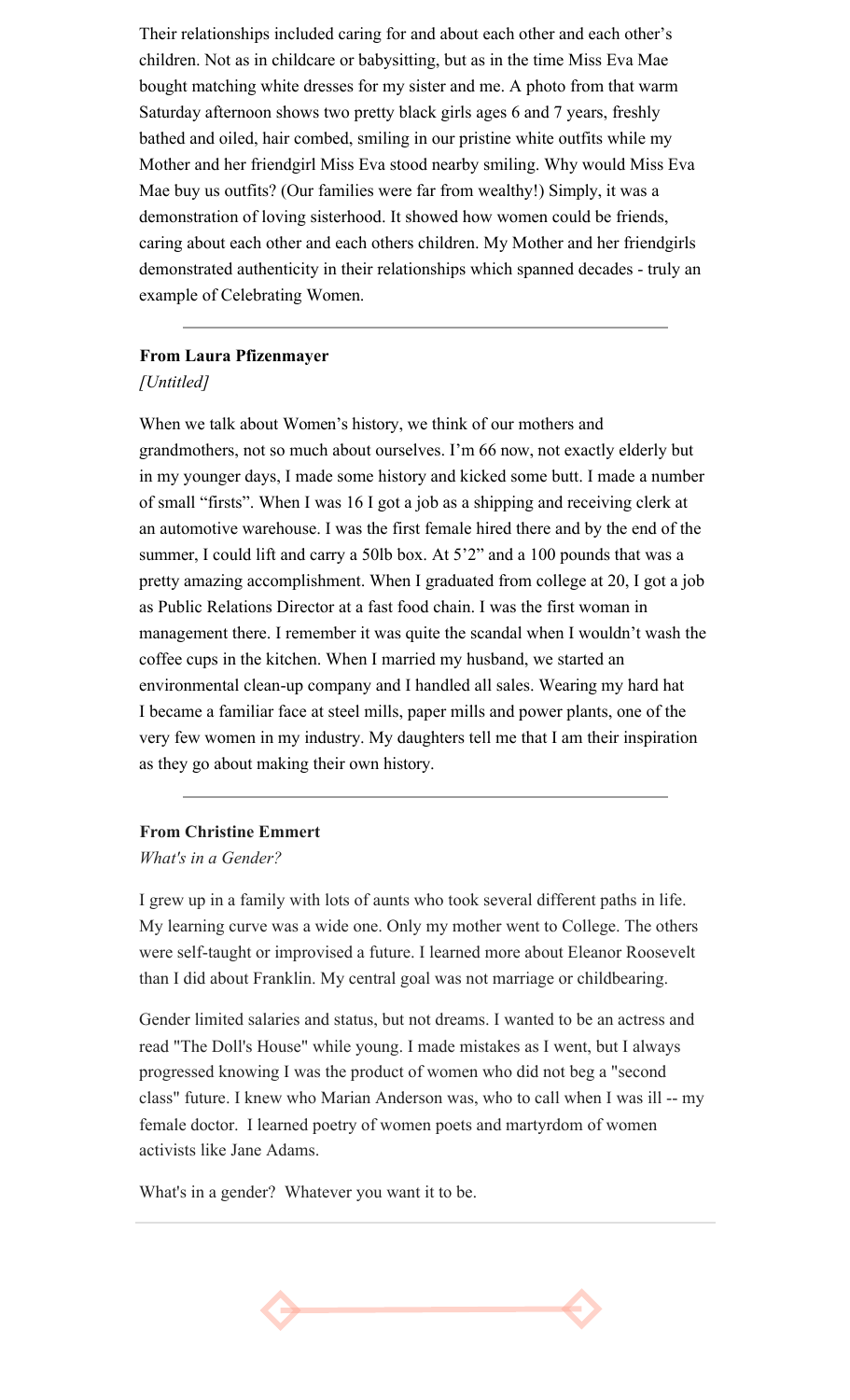Their relationships included caring for and about each other and each other's children. Not as in childcare or babysitting, but as in the time Miss Eva Mae bought matching white dresses for my sister and me. A photo from that warm Saturday afternoon shows two pretty black girls ages 6 and 7 years, freshly bathed and oiled, hair combed, smiling in our pristine white outfits while my Mother and her friendgirl Miss Eva stood nearby smiling. Why would Miss Eva Mae buy us outfits? (Our families were far from wealthy!) Simply, it was a demonstration of loving sisterhood. It showed how women could be friends, caring about each other and each others children. My Mother and her friendgirls demonstrated authenticity in their relationships which spanned decades - truly an example of Celebrating Women.

---

**From Laura Pfizenmayer**

*[Untitled]*

When we talk about Women's history, we think of our mothers and grandmothers, not so much about ourselves. I'm 66 now, not exactly elderly but in my younger days, I made some history and kicked some butt. I made a number of small "firsts". When I was 16 I got a job as a shipping and receiving clerk at an automotive warehouse. I was the first female hired there and by the end of the summer, I could lift and carry a 50lb box. At 5'2" and a 100 pounds that was a pretty amazing accomplishment. When I graduated from college at 20, I got a job as Public Relations Director at a fast food chain. I was the first woman in management there. I remember it was quite the scandal when I wouldn't wash the coffee cups in the kitchen. When I married my husband, we started an environmental clean-up company and I handled all sales. Wearing my hard hat I became a familiar face at steel mills, paper mills and power plants, one of the very few women in my industry. My daughters tell me that I am their inspiration as they go about making their own history.

---

**From Christine Emmert**

*What's in a Gender?*

I grew up in a family with lots of aunts who took several different paths in life. My learning curve was a wide one. Only my mother went to College. The others were self-taught or improvised a future. I learned more about Eleanor Roosevelt than I did about Franklin. My central goal was not marriage or childbearing.

Gender limited salaries and status, but not dreams. I wanted to be an actress and read "The Doll's House" while young. I made mistakes as I went, but I always progressed knowing I was the product of women who did not beg a "second class" future. I knew who Marian Anderson was, who to call when I was ill -- my female doctor. I learned poetry of women poets and martyrdom of women activists like Jane Adams.

What's in a gender? Whatever you want it to be.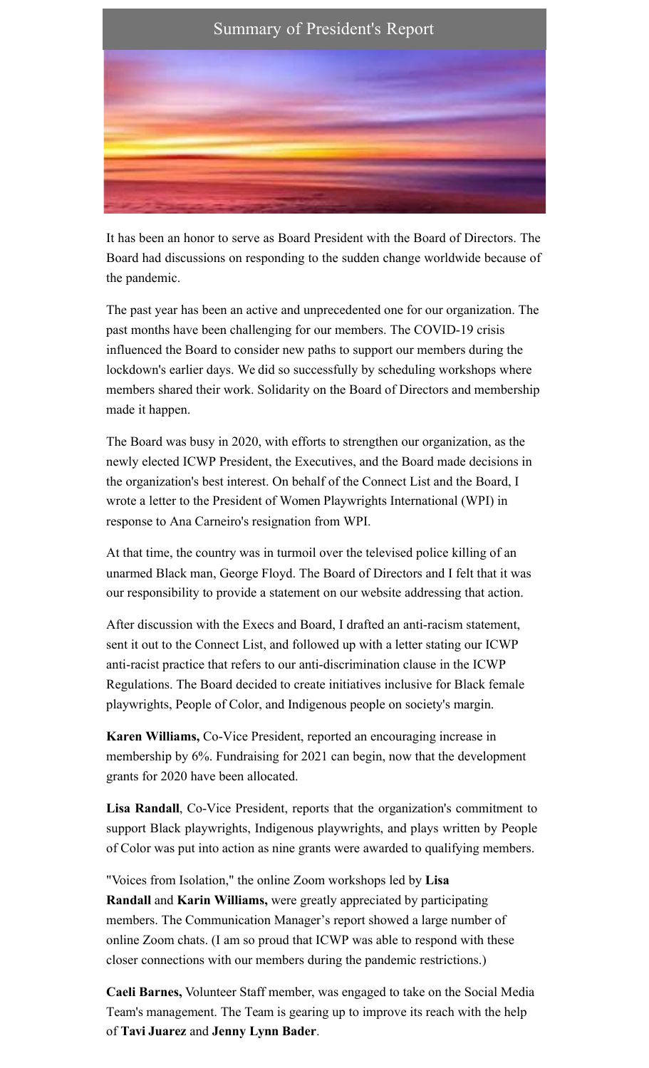# Summary of President's Report

It has been an honor to serve as Board President with the Board of Directors. The Board had discussions on responding to the sudden change worldwide because of the pandemic.

The past year has been an active and unprecedented one for our organization. The past months have been challenging for our members. The COVID-19 crisis influenced the Board to consider new paths to support our members during the lockdown's earlier days. We did so successfully by scheduling workshops where members shared their work. Solidarity on the Board of Directors and membership made it happen.

The Board was busy in 2020, with efforts to strengthen our organization, as the newly elected ICWP President, the Executives, and the Board made decisions in the organization's best interest. On behalf of the Connect List and the Board, I wrote a letter to the President of Women Playwrights International (WPI) in response to Ana Carneiro's resignation from WPI.

At that time, the country was in turmoil over the televised police killing of an unarmed Black man, George Floyd. The Board of Directors and I felt that it was our responsibility to provide a statement on our website addressing that action.

After discussion with the Execs and Board, I drafted an anti-racism statement, sent it out to the Connect List, and followed up with a letter stating our ICWP anti-racist practice that refers to our anti-discrimination clause in the ICWP Regulations. The Board decided to create initiatives inclusive for Black female playwrights, People of Color, and Indigenous people on society's margin.

**Karen Williams,** Co-Vice President, reported an encouraging increase in membership by 6%. Fundraising for 2021 can begin, now that the development grants for 2020 have been allocated.

**Lisa Randall**, Co-Vice President, reports that the organization's commitment to support Black playwrights, Indigenous playwrights, and plays written by People of Color was put into action as nine grants were awarded to qualifying members.

"Voices from Isolation," the online Zoom workshops led by **Lisa Randall** and **Karin Williams,** were greatly appreciated by participating members. The Communication Manager's report showed a large number of online Zoom chats. (I am so proud that ICWP was able to respond with these closer connections with our members during the pandemic restrictions.)

**Caeli Barnes,** Volunteer Staff member, was engaged to take on the Social Media Team's management. The Team is gearing up to improve its reach with the help of **Tavi Juarez** and **Jenny Lynn Bader**.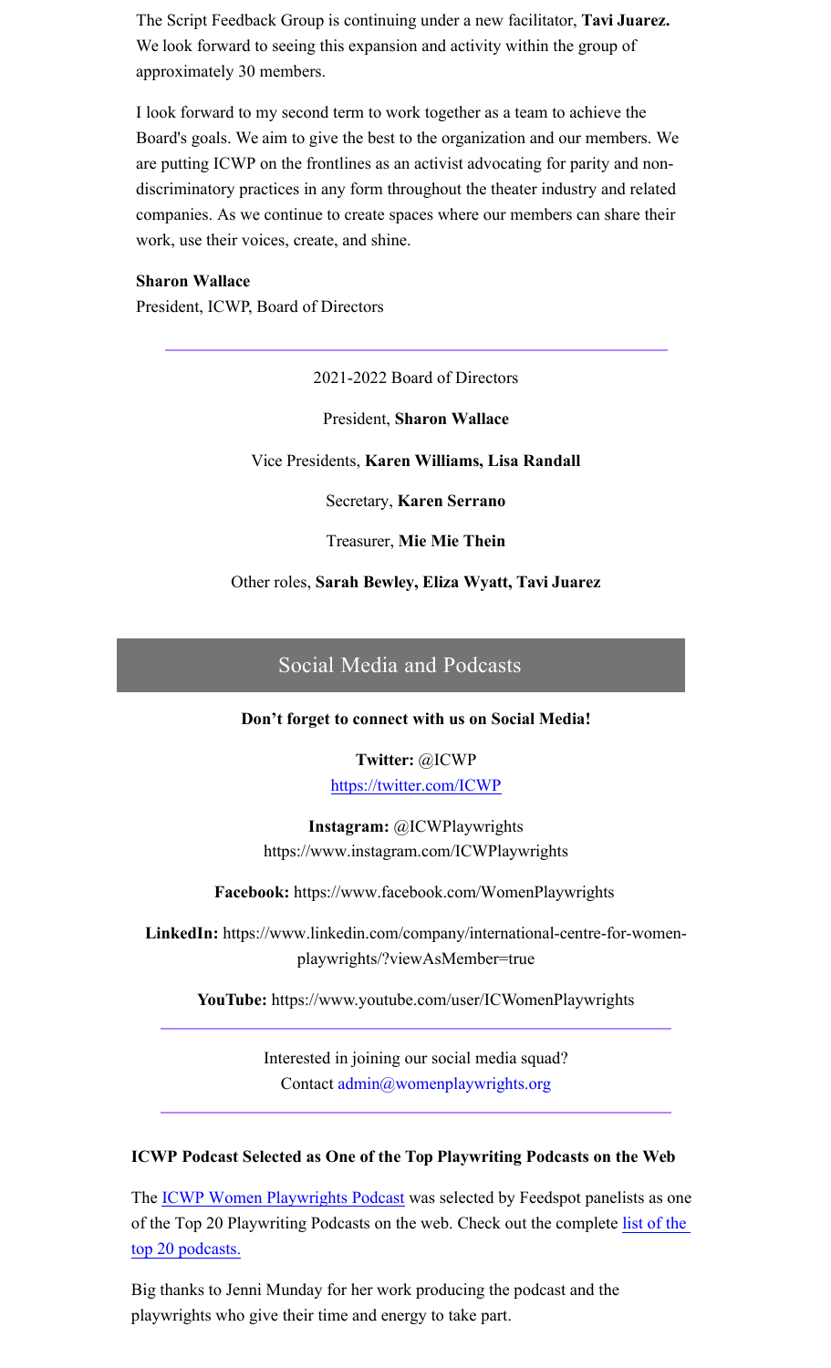The Script Feedback Group is continuing under a new facilitator, **Tavi Juarez.** We look forward to seeing this expansion and activity within the group of approximately 30 members.

I look forward to my second term to work together as a team to achieve the Board's goals. We aim to give the best to the organization and our members. We are putting ICWP on the frontlines as an activist advocating for parity and non-discriminatory practices in any form throughout the theater industry and related companies. As we continue to create spaces where our members can share their work, use their voices, create, and shine.

**Sharon Wallace**
President, ICWP, Board of Directors

---

2021-2022 Board of Directors

President, **Sharon Wallace**

Vice Presidents, **Karen Williams, Lisa Randall**

Secretary, **Karen Serrano**

Treasurer, **Mie Mie Thein**

Other roles, **Sarah Bewley, Eliza Wyatt, Tavi Juarez**

## Social Media and Podcasts

**Don't forget to connect with us on Social Media!**

**Twitter:** @ICWP
https://twitter.com/ICWP

**Instagram:** @ICWPlaywrights
https://www.instagram.com/ICWPlaywrights

**Facebook:** https://www.facebook.com/WomenPlaywrights

**LinkedIn:** https://www.linkedin.com/company/international-centre-for-women-playwrights/?viewAsMember=true

**YouTube:** https://www.youtube.com/user/ICWomenPlaywrights

---

Interested in joining our social media squad?
Contact admin@womenplaywrights.org

---

**ICWP Podcast Selected as One of the Top Playwriting Podcasts on the Web**

The ICWP Women Playwrights Podcast was selected by Feedspot panelists as one of the Top 20 Playwriting Podcasts on the web. Check out the complete list of the top 20 podcasts.

Big thanks to Jenni Munday for her work producing the podcast and the playwrights who give their time and energy to take part.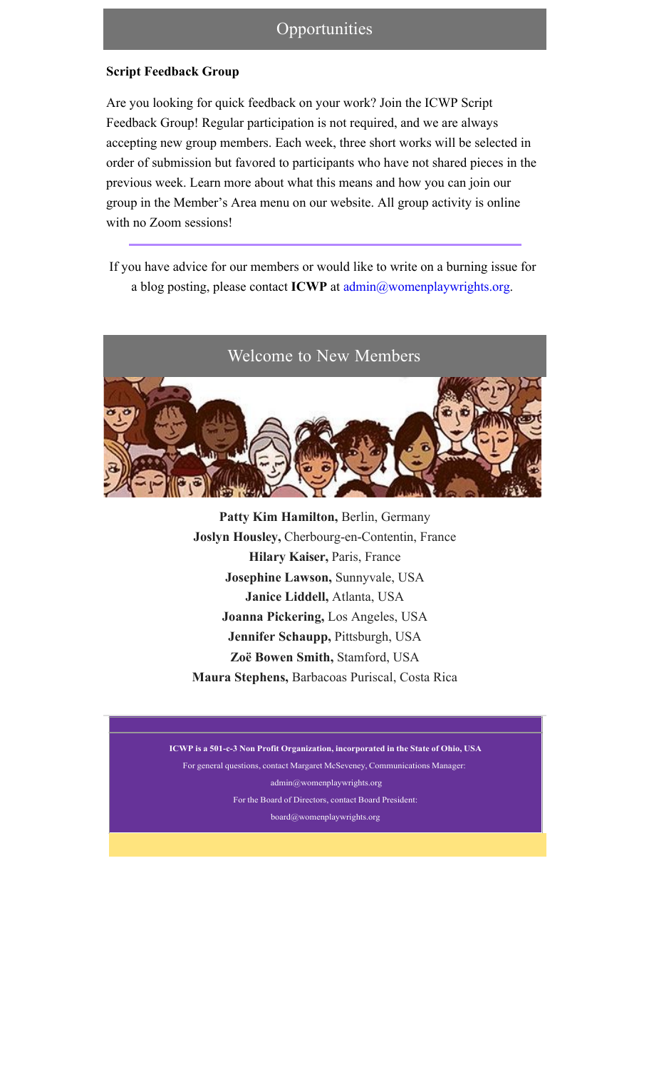## Opportunities

**Script Feedback Group**

Are you looking for quick feedback on your work? Join the ICWP Script Feedback Group! Regular participation is not required, and we are always accepting new group members. Each week, three short works will be selected in order of submission but favored to participants who have not shared pieces in the previous week. Learn more about what this means and how you can join our group in the Member's Area menu on our website. All group activity is online with no Zoom sessions!

---

If you have advice for our members or would like to write on a burning issue for a blog posting, please contact **ICWP** at admin@womenplaywrights.org.

## Welcome to New Members

**Patty Kim Hamilton,** Berlin, Germany
**Joslyn Housley,** Cherbourg-en-Contentin, France
**Hilary Kaiser,** Paris, France
**Josephine Lawson,** Sunnyvale, USA
**Janice Liddell,** Atlanta, USA
**Joanna Pickering,** Los Angeles, USA
**Jennifer Schaupp,** Pittsburgh, USA
**Zoë Bowen Smith,** Stamford, USA
**Maura Stephens,** Barbacoas Puriscal, Costa Rica

**ICWP is a 501-c-3 Non Profit Organization, incorporated in the State of Ohio, USA**

For general questions, contact Margaret McSeveney, Communications Manager:
admin@womenplaywrights.org

For the Board of Directors, contact Board President:
board@womenplaywrights.org